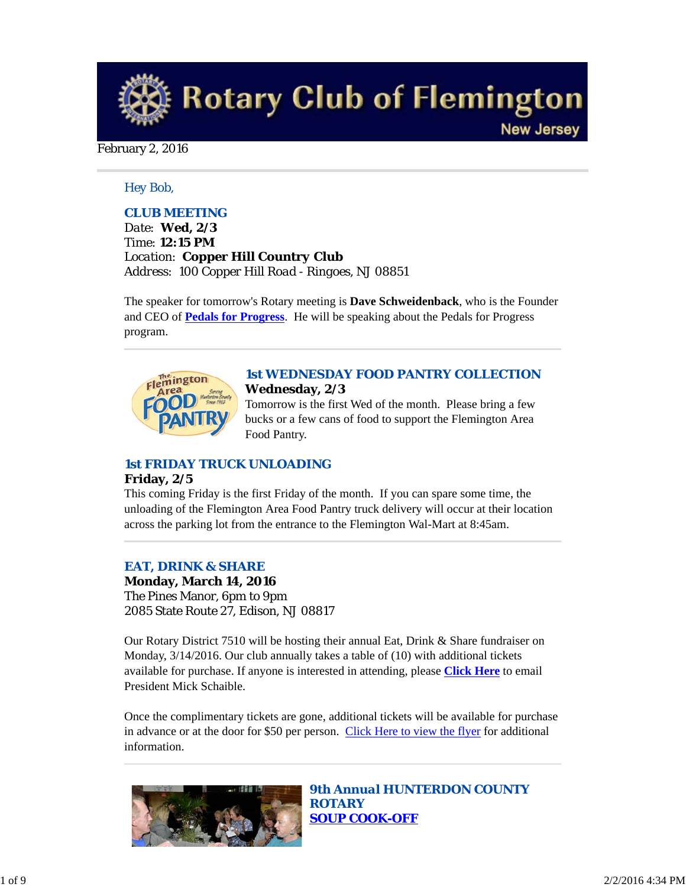# Rotary Club of Flemington

New Jersey

February 2, 2016

Hey Bob,

### CLUB MEETING

Date: **Wed, 2/3**
Time: **12:15 PM**
Location: **Copper Hill Country Club**
Address: 100 Copper Hill Road - Ringoes, NJ 08851

The speaker for tomorrow's Rotary meeting is **Dave Schweidenback**, who is the Founder and CEO of **Pedals for Progress**. He will be speaking about the Pedals for Progress program.

---

### 1st WEDNESDAY FOOD PANTRY COLLECTION

**Wednesday, 2/3**
Tomorrow is the first Wed of the month. Please bring a few bucks or a few cans of food to support the Flemington Area Food Pantry.

### 1st FRIDAY TRUCK UNLOADING

**Friday, 2/5**
This coming Friday is the first Friday of the month. If you can spare some time, the unloading of the Flemington Area Food Pantry truck delivery will occur at their location across the parking lot from the entrance to the Flemington Wal-Mart at 8:45am.

---

### EAT, DRINK & SHARE

**Monday, March 14, 2016**
The Pines Manor, 6pm to 9pm
2085 State Route 27, Edison, NJ 08817

Our Rotary District 7510 will be hosting their annual Eat, Drink & Share fundraiser on Monday, 3/14/2016. Our club annually takes a table of (10) with additional tickets available for purchase. If anyone is interested in attending, please **Click Here** to email President Mick Schaible.

Once the complimentary tickets are gone, additional tickets will be available for purchase in advance or at the door for $50 per person. Click Here to view the flyer for additional information.

---

### 9th Annual HUNTERDON COUNTY ROTARY SOUP COOK-OFF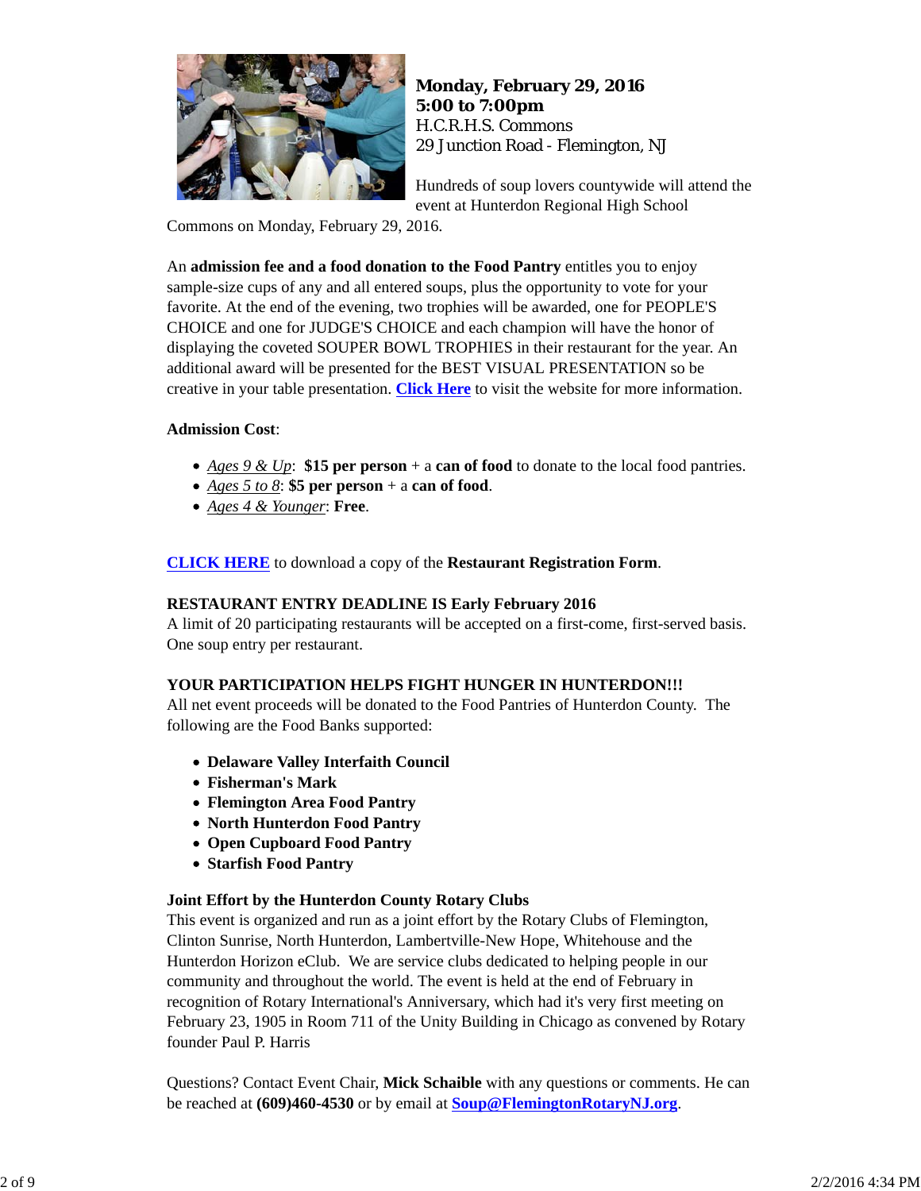**Monday, February 29, 2016**
**5:00 to 7:00pm**
H.C.R.H.S. Commons
29 Junction Road - Flemington, NJ

Hundreds of soup lovers countywide will attend the event at Hunterdon Regional High School Commons on Monday, February 29, 2016.

An **admission fee and a food donation to the Food Pantry** entitles you to enjoy sample-size cups of any and all entered soups, plus the opportunity to vote for your favorite. At the end of the evening, two trophies will be awarded, one for PEOPLE'S CHOICE and one for JUDGE'S CHOICE and each champion will have the honor of displaying the coveted SOUPER BOWL TROPHIES in their restaurant for the year. An additional award will be presented for the BEST VISUAL PRESENTATION so be creative in your table presentation. **Click Here** to visit the website for more information.

**Admission Cost**:

- *Ages 9 & Up*: **$15 per person** + a **can of food** to donate to the local food pantries.
- *Ages 5 to 8*: **$5 per person** + a **can of food**.
- *Ages 4 & Younger*: **Free**.

**CLICK HERE** to download a copy of the **Restaurant Registration Form**.

**RESTAURANT ENTRY DEADLINE IS Early February 2016**
A limit of 20 participating restaurants will be accepted on a first-come, first-served basis. One soup entry per restaurant.

**YOUR PARTICIPATION HELPS FIGHT HUNGER IN HUNTERDON!!!**
All net event proceeds will be donated to the Food Pantries of Hunterdon County. The following are the Food Banks supported:

- **Delaware Valley Interfaith Council**
- **Fisherman's Mark**
- **Flemington Area Food Pantry**
- **North Hunterdon Food Pantry**
- **Open Cupboard Food Pantry**
- **Starfish Food Pantry**

**Joint Effort by the Hunterdon County Rotary Clubs**
This event is organized and run as a joint effort by the Rotary Clubs of Flemington, Clinton Sunrise, North Hunterdon, Lambertville-New Hope, Whitehouse and the Hunterdon Horizon eClub. We are service clubs dedicated to helping people in our community and throughout the world. The event is held at the end of February in recognition of Rotary International's Anniversary, which had it's very first meeting on February 23, 1905 in Room 711 of the Unity Building in Chicago as convened by Rotary founder Paul P. Harris

Questions? Contact Event Chair, **Mick Schaible** with any questions or comments. He can be reached at **(609)460-4530** or by email at **Soup@FlemingtonRotaryNJ.org**.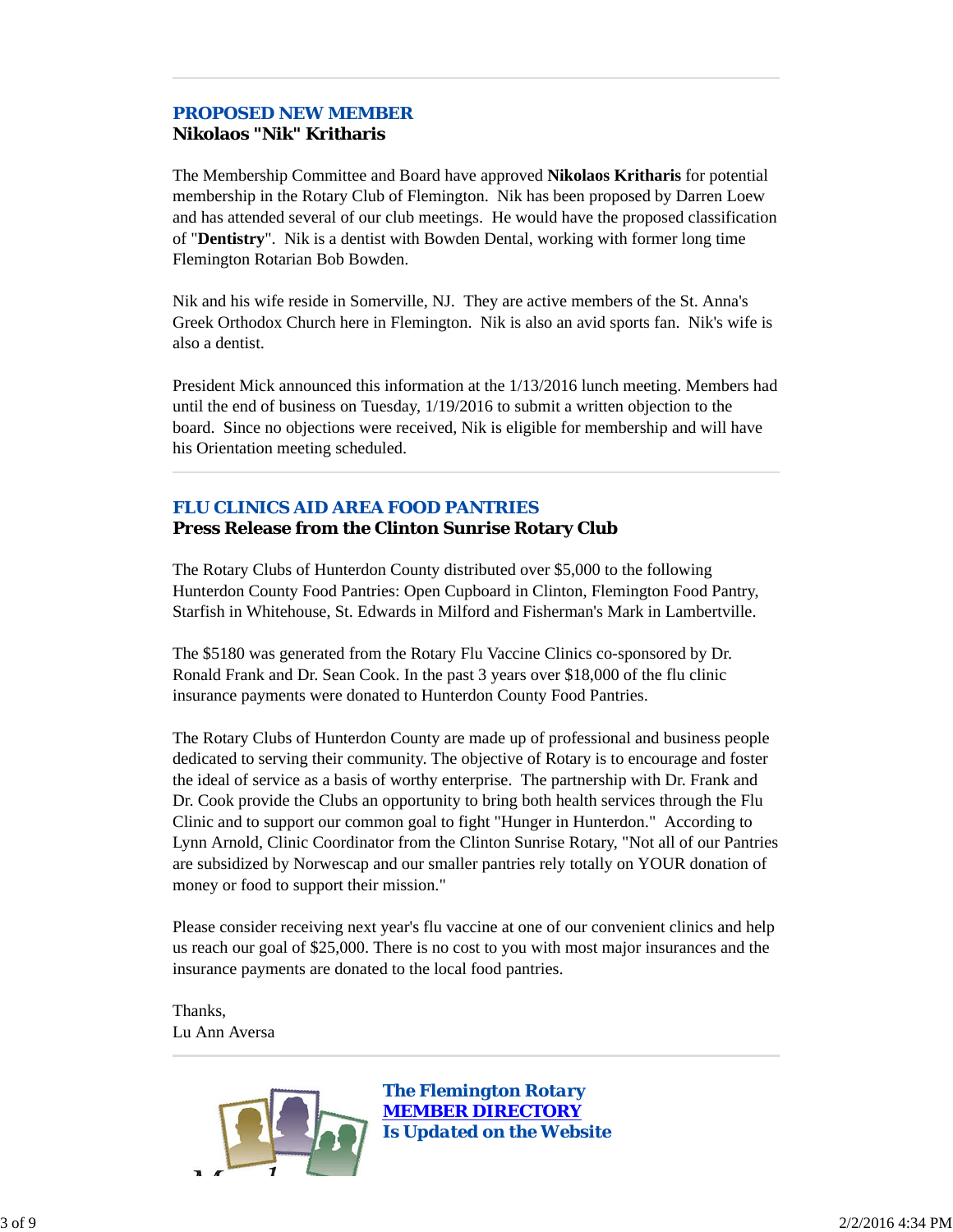## PROPOSED NEW MEMBER

### Nikolaos "Nik" Kritharis

The Membership Committee and Board have approved **Nikolaos Kritharis** for potential membership in the Rotary Club of Flemington. Nik has been proposed by Darren Loew and has attended several of our club meetings. He would have the proposed classification of "**Dentistry**". Nik is a dentist with Bowden Dental, working with former long time Flemington Rotarian Bob Bowden.

Nik and his wife reside in Somerville, NJ. They are active members of the St. Anna's Greek Orthodox Church here in Flemington. Nik is also an avid sports fan. Nik's wife is also a dentist.

President Mick announced this information at the 1/13/2016 lunch meeting. Members had until the end of business on Tuesday, 1/19/2016 to submit a written objection to the board. Since no objections were received, Nik is eligible for membership and will have his Orientation meeting scheduled.

## FLU CLINICS AID AREA FOOD PANTRIES

### Press Release from the Clinton Sunrise Rotary Club

The Rotary Clubs of Hunterdon County distributed over $5,000 to the following Hunterdon County Food Pantries: Open Cupboard in Clinton, Flemington Food Pantry, Starfish in Whitehouse, St. Edwards in Milford and Fisherman's Mark in Lambertville.

The $5180 was generated from the Rotary Flu Vaccine Clinics co-sponsored by Dr. Ronald Frank and Dr. Sean Cook. In the past 3 years over $18,000 of the flu clinic insurance payments were donated to Hunterdon County Food Pantries.

The Rotary Clubs of Hunterdon County are made up of professional and business people dedicated to serving their community. The objective of Rotary is to encourage and foster the ideal of service as a basis of worthy enterprise. The partnership with Dr. Frank and Dr. Cook provide the Clubs an opportunity to bring both health services through the Flu Clinic and to support our common goal to fight "Hunger in Hunterdon." According to Lynn Arnold, Clinic Coordinator from the Clinton Sunrise Rotary, "Not all of our Pantries are subsidized by Norwescap and our smaller pantries rely totally on YOUR donation of money or food to support their mission."

Please consider receiving next year's flu vaccine at one of our convenient clinics and help us reach our goal of $25,000. There is no cost to you with most major insurances and the insurance payments are donated to the local food pantries.

Thanks,
Lu Ann Aversa

**The Flemington Rotary**
**MEMBER DIRECTORY**
**Is Updated on the Website**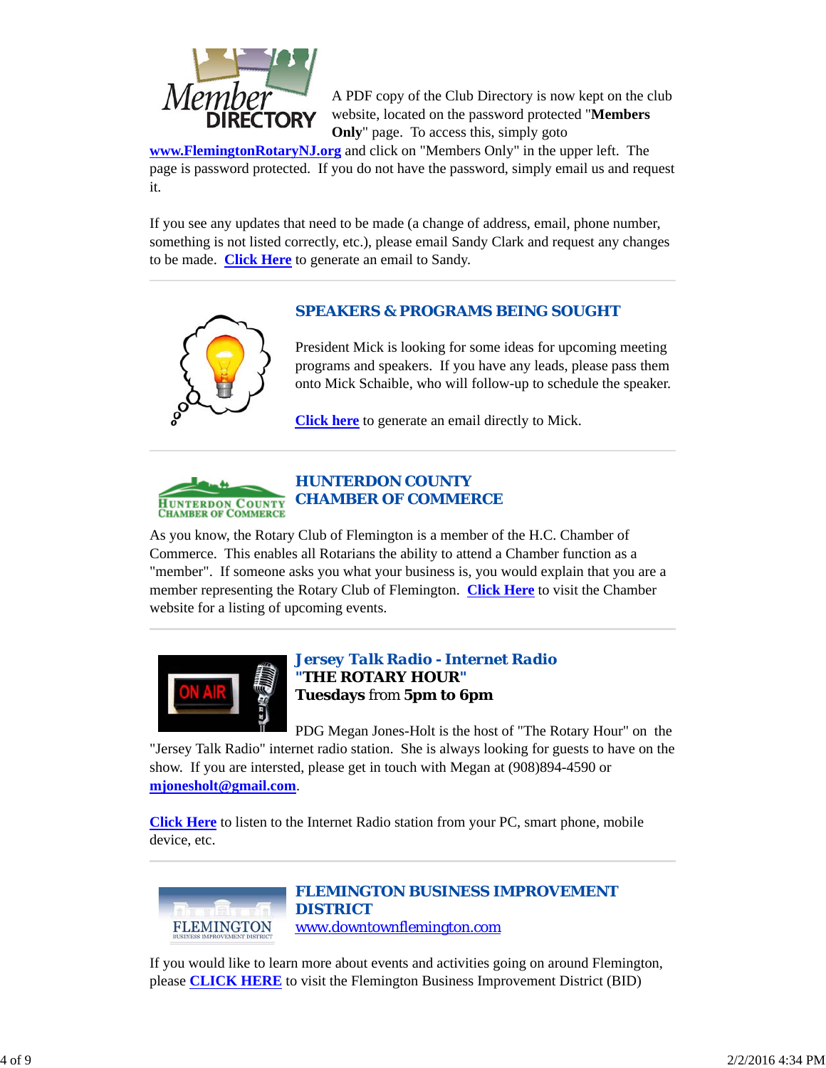A PDF copy of the Club Directory is now kept on the club website, located on the password protected "**Members Only**" page. To access this, simply goto **www.FlemingtonRotaryNJ.org** and click on "Members Only" in the upper left. The page is password protected. If you do not have the password, simply email us and request it.

If you see any updates that need to be made (a change of address, email, phone number, something is not listed correctly, etc.), please email Sandy Clark and request any changes to be made. **Click Here** to generate an email to Sandy.

---

## SPEAKERS & PROGRAMS BEING SOUGHT

President Mick is looking for some ideas for upcoming meeting programs and speakers. If you have any leads, please pass them onto Mick Schaible, who will follow-up to schedule the speaker.

**Click here** to generate an email directly to Mick.

---

## HUNTERDON COUNTY CHAMBER OF COMMERCE

As you know, the Rotary Club of Flemington is a member of the H.C. Chamber of Commerce. This enables all Rotarians the ability to attend a Chamber function as a "member". If someone asks you what your business is, you would explain that you are a member representing the Rotary Club of Flemington. **Click Here** to visit the Chamber website for a listing of upcoming events.

---

## *Jersey Talk Radio - Internet Radio*

**"THE ROTARY HOUR"**

**Tuesdays** from **5pm to 6pm**

PDG Megan Jones-Holt is the host of "The Rotary Hour" on the "Jersey Talk Radio" internet radio station. She is always looking for guests to have on the show. If you are intersted, please get in touch with Megan at (908)894-4590 or **mjonesholt@gmail.com**.

**Click Here** to listen to the Internet Radio station from your PC, smart phone, mobile device, etc.

---

## FLEMINGTON BUSINESS IMPROVEMENT DISTRICT

www.downtownflemington.com

If you would like to learn more about events and activities going on around Flemington, please **CLICK HERE** to visit the Flemington Business Improvement District (BID)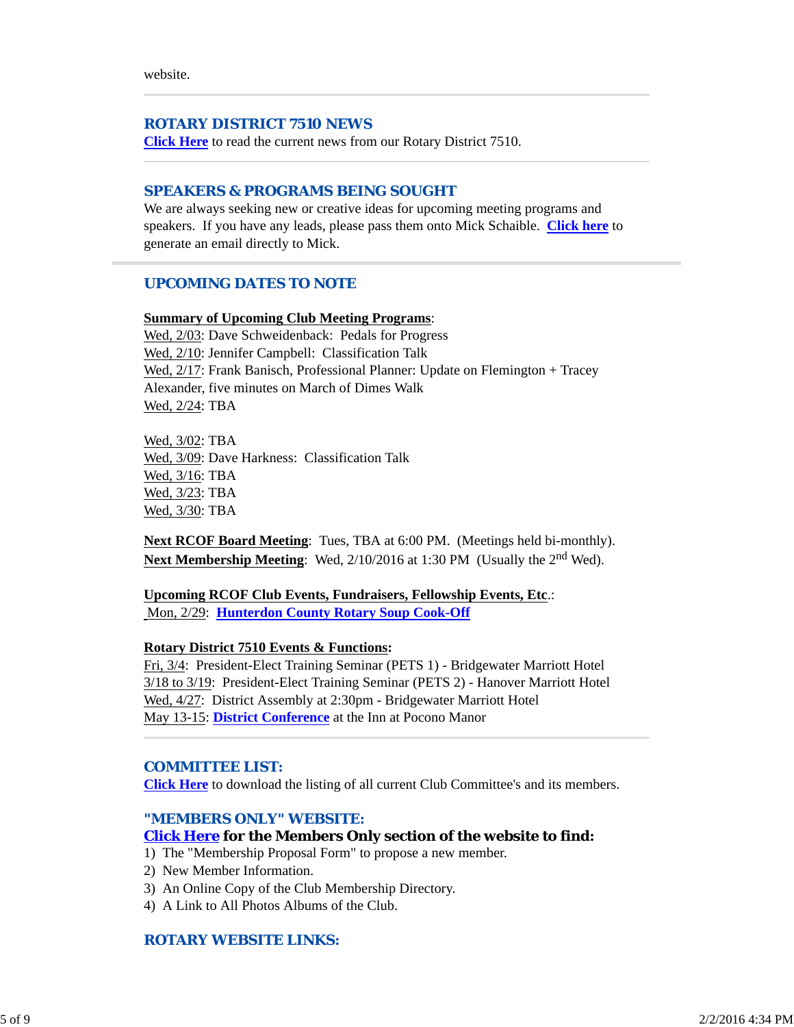website.

---

## ROTARY DISTRICT 7510 NEWS

**Click Here** to read the current news from our Rotary District 7510.

---

## SPEAKERS & PROGRAMS BEING SOUGHT

We are always seeking new or creative ideas for upcoming meeting programs and speakers. If you have any leads, please pass them onto Mick Schaible. **Click here** to generate an email directly to Mick.

---

## UPCOMING DATES TO NOTE

**Summary of Upcoming Club Meeting Programs**:

Wed, 2/03: Dave Schweidenback: Pedals for Progress
Wed, 2/10: Jennifer Campbell: Classification Talk
Wed, 2/17: Frank Banisch, Professional Planner: Update on Flemington + Tracey Alexander, five minutes on March of Dimes Walk
Wed, 2/24: TBA

Wed, 3/02: TBA
Wed, 3/09: Dave Harkness: Classification Talk
Wed, 3/16: TBA
Wed, 3/23: TBA
Wed, 3/30: TBA

**Next RCOF Board Meeting**: Tues, TBA at 6:00 PM. (Meetings held bi-monthly).
**Next Membership Meeting**: Wed, 2/10/2016 at 1:30 PM (Usually the 2nd Wed).

**Upcoming RCOF Club Events, Fundraisers, Fellowship Events, Etc.**:
Mon, 2/29: **Hunterdon County Rotary Soup Cook-Off**

**Rotary District 7510 Events & Functions:**
Fri, 3/4: President-Elect Training Seminar (PETS 1) - Bridgewater Marriott Hotel
3/18 to 3/19: President-Elect Training Seminar (PETS 2) - Hanover Marriott Hotel
Wed, 4/27: District Assembly at 2:30pm - Bridgewater Marriott Hotel
May 13-15: **District Conference** at the Inn at Pocono Manor

---

## COMMITTEE LIST:

**Click Here** to download the listing of all current Club Committee's and its members.

## "MEMBERS ONLY" WEBSITE:

**Click Here for the Members Only section of the website to find:**

1) The "Membership Proposal Form" to propose a new member.
2) New Member Information.
3) An Online Copy of the Club Membership Directory.
4) A Link to All Photos Albums of the Club.

## ROTARY WEBSITE LINKS: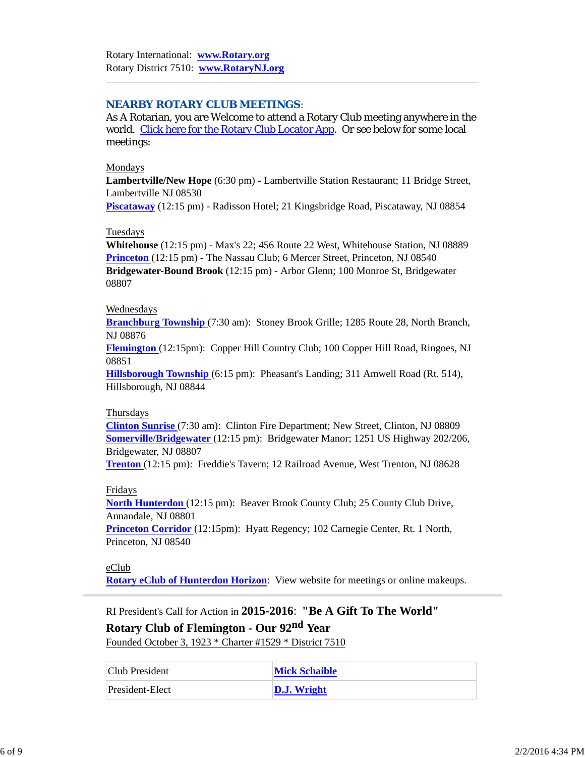Rotary International: **www.Rotary.org**
Rotary District 7510: **www.RotaryNJ.org**

---

## NEARBY ROTARY CLUB MEETINGS:

As A Rotarian, you are Welcome to attend a Rotary Club meeting anywhere in the world. Click here for the Rotary Club Locator App. Or see below for some local meetings:

Mondays
**Lambertville/New Hope** (6:30 pm) - Lambertville Station Restaurant; 11 Bridge Street, Lambertville NJ 08530
**Piscataway** (12:15 pm) - Radisson Hotel; 21 Kingsbridge Road, Piscataway, NJ 08854

Tuesdays
**Whitehouse** (12:15 pm) - Max's 22; 456 Route 22 West, Whitehouse Station, NJ 08889
**Princeton** (12:15 pm) - The Nassau Club; 6 Mercer Street, Princeton, NJ 08540
**Bridgewater-Bound Brook** (12:15 pm) - Arbor Glenn; 100 Monroe St, Bridgewater 08807

Wednesdays
**Branchburg Township** (7:30 am): Stoney Brook Grille; 1285 Route 28, North Branch, NJ 08876
**Flemington** (12:15pm): Copper Hill Country Club; 100 Copper Hill Road, Ringoes, NJ 08851
**Hillsborough Township** (6:15 pm): Pheasant's Landing; 311 Amwell Road (Rt. 514), Hillsborough, NJ 08844

Thursdays
**Clinton Sunrise** (7:30 am): Clinton Fire Department; New Street, Clinton, NJ 08809
**Somerville/Bridgewater** (12:15 pm): Bridgewater Manor; 1251 US Highway 202/206, Bridgewater, NJ 08807
**Trenton** (12:15 pm): Freddie's Tavern; 12 Railroad Avenue, West Trenton, NJ 08628

Fridays
**North Hunterdon** (12:15 pm): Beaver Brook County Club; 25 County Club Drive, Annandale, NJ 08801
**Princeton Corridor** (12:15pm): Hyatt Regency; 102 Carnegie Center, Rt. 1 North, Princeton, NJ 08540

eClub
**Rotary eClub of Hunterdon Horizon**: View website for meetings or online makeups.

---

RI President's Call for Action in **2015-2016**: **"Be A Gift To The World"**

**Rotary Club of Flemington - Our 92nd Year**

Founded October 3, 1923 * Charter #1529 * District 7510

| | |
|---|---|
| Club President | **Mick Schaible** |
| President-Elect | **D.J. Wright** |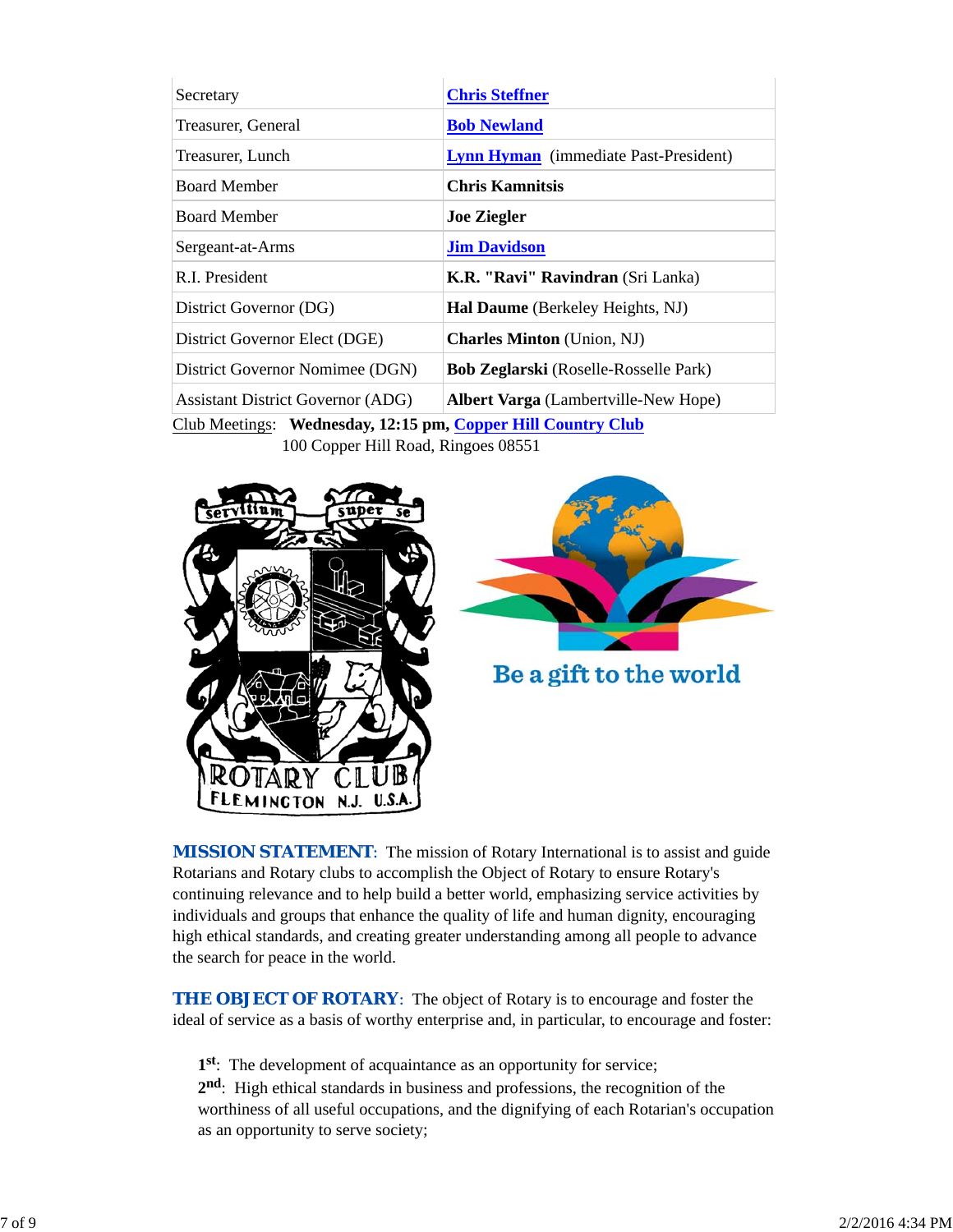| | |
|---|---|
| Secretary | **Chris Steffner** |
| Treasurer, General | **Bob Newland** |
| Treasurer, Lunch | **Lynn Hyman** (immediate Past-President) |
| Board Member | **Chris Kamnitsis** |
| Board Member | **Joe Ziegler** |
| Sergeant-at-Arms | **Jim Davidson** |
| R.I. President | **K.R. "Ravi" Ravindran** (Sri Lanka) |
| District Governor (DG) | **Hal Daume** (Berkeley Heights, NJ) |
| District Governor Elect (DGE) | **Charles Minton** (Union, NJ) |
| District Governor Nomimee (DGN) | **Bob Zeglarski** (Roselle-Rosselle Park) |
| Assistant District Governor (ADG) | **Albert Varga** (Lambertville-New Hope) |

Club Meetings: **Wednesday, 12:15 pm, Copper Hill Country Club**
100 Copper Hill Road, Ringoes 08551

**MISSION STATEMENT**: The mission of Rotary International is to assist and guide Rotarians and Rotary clubs to accomplish the Object of Rotary to ensure Rotary's continuing relevance and to help build a better world, emphasizing service activities by individuals and groups that enhance the quality of life and human dignity, encouraging high ethical standards, and creating greater understanding among all people to advance the search for peace in the world.

**THE OBJECT OF ROTARY**: The object of Rotary is to encourage and foster the ideal of service as a basis of worthy enterprise and, in particular, to encourage and foster:

**1st**: The development of acquaintance as an opportunity for service;
**2nd**: High ethical standards in business and professions, the recognition of the worthiness of all useful occupations, and the dignifying of each Rotarian's occupation as an opportunity to serve society;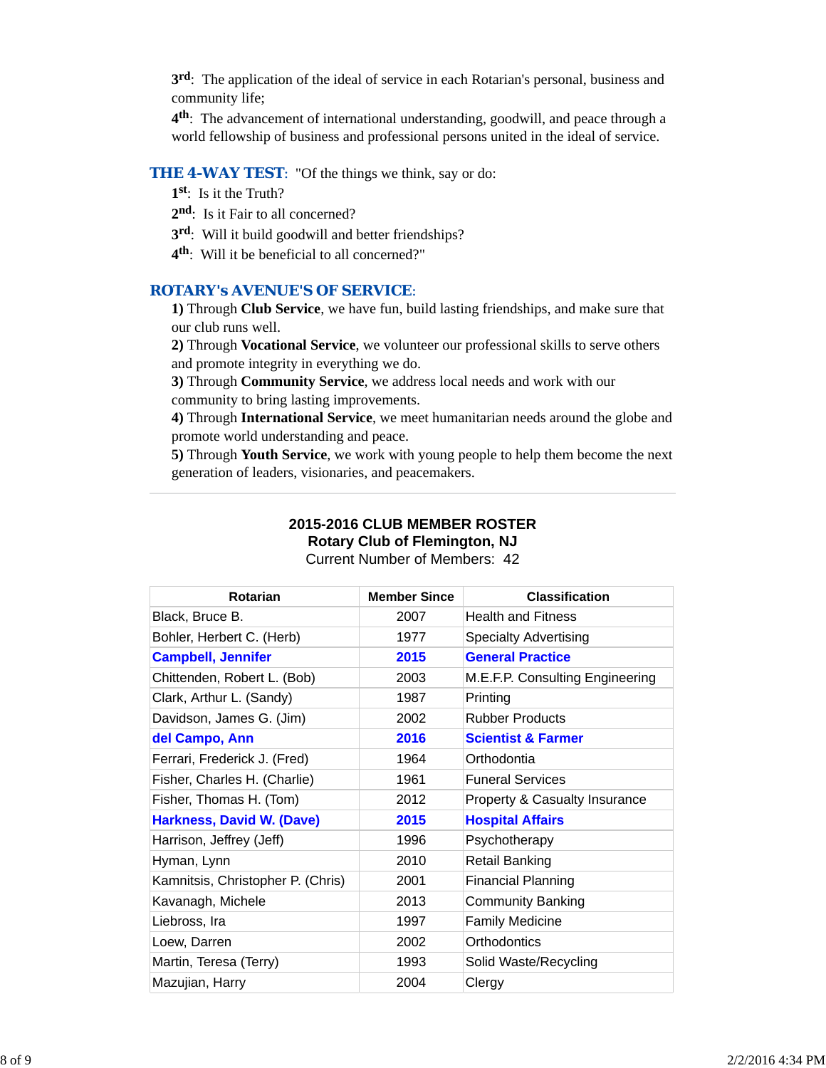**3rd**: The application of the ideal of service in each Rotarian's personal, business and community life;

**4th**: The advancement of international understanding, goodwill, and peace through a world fellowship of business and professional persons united in the ideal of service.

**THE 4-WAY TEST**: "Of the things we think, say or do:

**1st**: Is it the Truth?

**2nd**: Is it Fair to all concerned?

**3rd**: Will it build goodwill and better friendships?

**4th**: Will it be beneficial to all concerned?"

**ROTARY's AVENUE'S OF SERVICE**:

**1)** Through **Club Service**, we have fun, build lasting friendships, and make sure that our club runs well.

**2)** Through **Vocational Service**, we volunteer our professional skills to serve others and promote integrity in everything we do.

**3)** Through **Community Service**, we address local needs and work with our community to bring lasting improvements.

**4)** Through **International Service**, we meet humanitarian needs around the globe and promote world understanding and peace.

**5)** Through **Youth Service**, we work with young people to help them become the next generation of leaders, visionaries, and peacemakers.

---

**2015-2016 CLUB MEMBER ROSTER**
**Rotary Club of Flemington, NJ**
Current Number of Members: 42

| Rotarian | Member Since | Classification |
|---|---|---|
| Black, Bruce B. | 2007 | Health and Fitness |
| Bohler, Herbert C. (Herb) | 1977 | Specialty Advertising |
| **Campbell, Jennifer** | **2015** | **General Practice** |
| Chittenden, Robert L. (Bob) | 2003 | M.E.F.P. Consulting Engineering |
| Clark, Arthur L. (Sandy) | 1987 | Printing |
| Davidson, James G. (Jim) | 2002 | Rubber Products |
| **del Campo, Ann** | **2016** | **Scientist & Farmer** |
| Ferrari, Frederick J. (Fred) | 1964 | Orthodontia |
| Fisher, Charles H. (Charlie) | 1961 | Funeral Services |
| Fisher, Thomas H. (Tom) | 2012 | Property & Casualty Insurance |
| **Harkness, David W. (Dave)** | **2015** | **Hospital Affairs** |
| Harrison, Jeffrey (Jeff) | 1996 | Psychotherapy |
| Hyman, Lynn | 2010 | Retail Banking |
| Kamnitsis, Christopher P. (Chris) | 2001 | Financial Planning |
| Kavanagh, Michele | 2013 | Community Banking |
| Liebross, Ira | 1997 | Family Medicine |
| Loew, Darren | 2002 | Orthodontics |
| Martin, Teresa (Terry) | 1993 | Solid Waste/Recycling |
| Mazujian, Harry | 2004 | Clergy |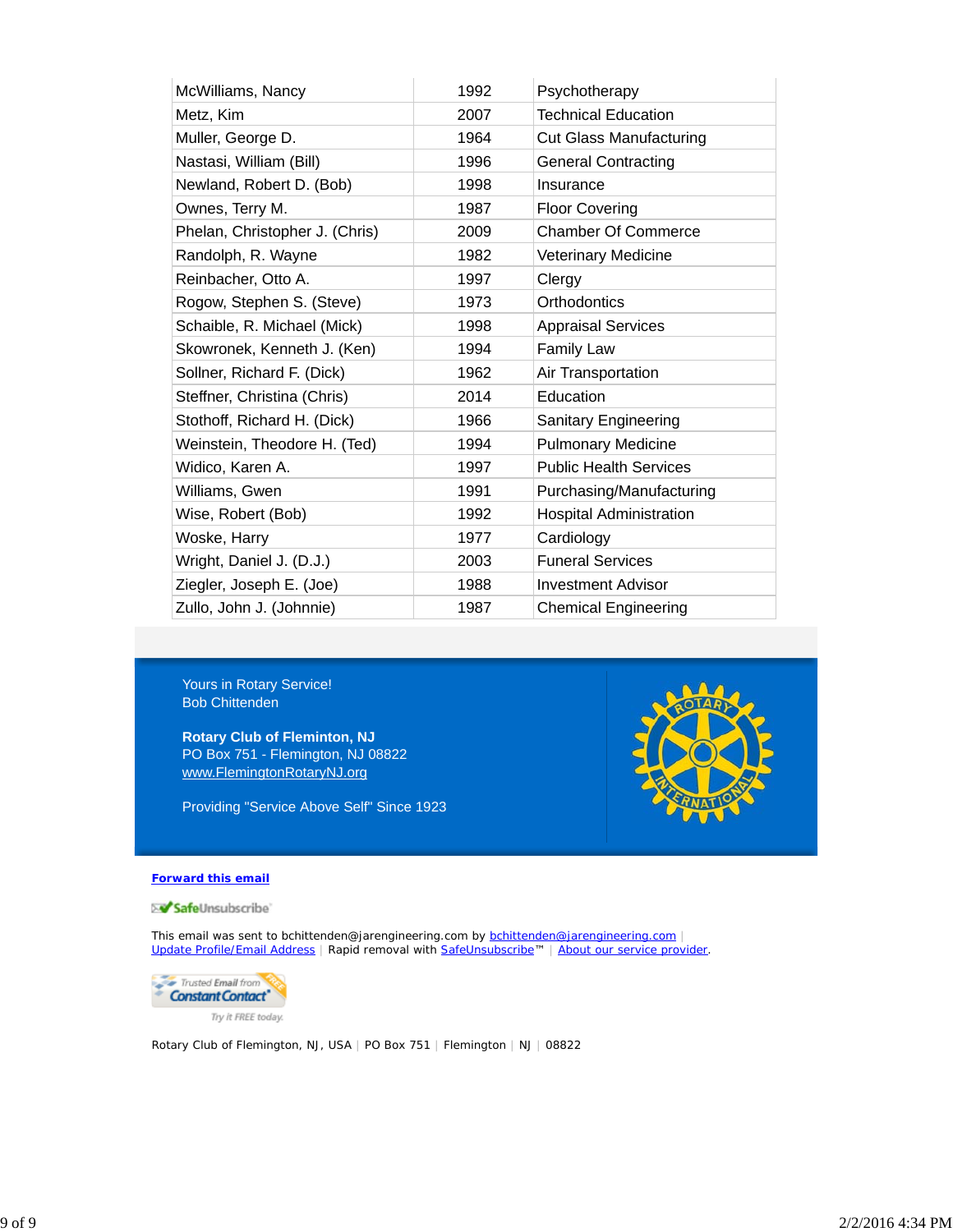| | | |
|---|---|---|
| McWilliams, Nancy | 1992 | Psychotherapy |
| Metz, Kim | 2007 | Technical Education |
| Muller, George D. | 1964 | Cut Glass Manufacturing |
| Nastasi, William (Bill) | 1996 | General Contracting |
| Newland, Robert D. (Bob) | 1998 | Insurance |
| Ownes, Terry M. | 1987 | Floor Covering |
| Phelan, Christopher J. (Chris) | 2009 | Chamber Of Commerce |
| Randolph, R. Wayne | 1982 | Veterinary Medicine |
| Reinbacher, Otto A. | 1997 | Clergy |
| Rogow, Stephen S. (Steve) | 1973 | Orthodontics |
| Schaible, R. Michael (Mick) | 1998 | Appraisal Services |
| Skowronek, Kenneth J. (Ken) | 1994 | Family Law |
| Sollner, Richard F. (Dick) | 1962 | Air Transportation |
| Steffner, Christina (Chris) | 2014 | Education |
| Stothoff, Richard H. (Dick) | 1966 | Sanitary Engineering |
| Weinstein, Theodore H. (Ted) | 1994 | Pulmonary Medicine |
| Widico, Karen A. | 1997 | Public Health Services |
| Williams, Gwen | 1991 | Purchasing/Manufacturing |
| Wise, Robert (Bob) | 1992 | Hospital Administration |
| Woske, Harry | 1977 | Cardiology |
| Wright, Daniel J. (D.J.) | 2003 | Funeral Services |
| Ziegler, Joseph E. (Joe) | 1988 | Investment Advisor |
| Zullo, John J. (Johnnie) | 1987 | Chemical Engineering |

Yours in Rotary Service!
Bob Chittenden

**Rotary Club of Flemington, NJ**
PO Box 751 - Flemington, NJ 08822
www.FlemingtonRotaryNJ.org

Providing "Service Above Self" Since 1923

**Forward this email**

SafeUnsubscribe

This email was sent to bchittenden@jarengineering.com by bchittenden@jarengineering.com | Update Profile/Email Address | Rapid removal with SafeUnsubscribe™ | About our service provider.

Trusted Email from Constant Contact
Try it FREE today.

Rotary Club of Flemington, NJ, USA | PO Box 751 | Flemington | NJ | 08822